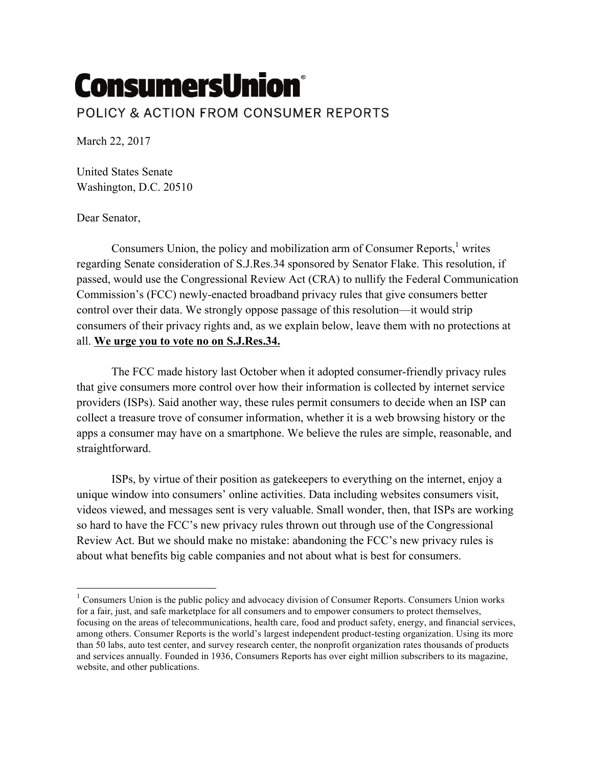# ConsumersUnion®

POLICY & ACTION FROM CONSUMER REPORTS

March 22, 2017

United States Senate
Washington, D.C. 20510

Dear Senator,

Consumers Union, the policy and mobilization arm of Consumer Reports,[1] writes regarding Senate consideration of S.J.Res.34 sponsored by Senator Flake. This resolution, if passed, would use the Congressional Review Act (CRA) to nullify the Federal Communication Commission's (FCC) newly-enacted broadband privacy rules that give consumers better control over their data. We strongly oppose passage of this resolution—it would strip consumers of their privacy rights and, as we explain below, leave them with no protections at all. **We urge you to vote no on S.J.Res.34.**

The FCC made history last October when it adopted consumer-friendly privacy rules that give consumers more control over how their information is collected by internet service providers (ISPs). Said another way, these rules permit consumers to decide when an ISP can collect a treasure trove of consumer information, whether it is a web browsing history or the apps a consumer may have on a smartphone. We believe the rules are simple, reasonable, and straightforward.

ISPs, by virtue of their position as gatekeepers to everything on the internet, enjoy a unique window into consumers' online activities. Data including websites consumers visit, videos viewed, and messages sent is very valuable. Small wonder, then, that ISPs are working so hard to have the FCC's new privacy rules thrown out through use of the Congressional Review Act. But we should make no mistake: abandoning the FCC's new privacy rules is about what benefits big cable companies and not about what is best for consumers.

---

[1] Consumers Union is the public policy and advocacy division of Consumer Reports. Consumers Union works for a fair, just, and safe marketplace for all consumers and to empower consumers to protect themselves, focusing on the areas of telecommunications, health care, food and product safety, energy, and financial services, among others. Consumer Reports is the world's largest independent product-testing organization. Using its more than 50 labs, auto test center, and survey research center, the nonprofit organization rates thousands of products and services annually. Founded in 1936, Consumers Reports has over eight million subscribers to its magazine, website, and other publications.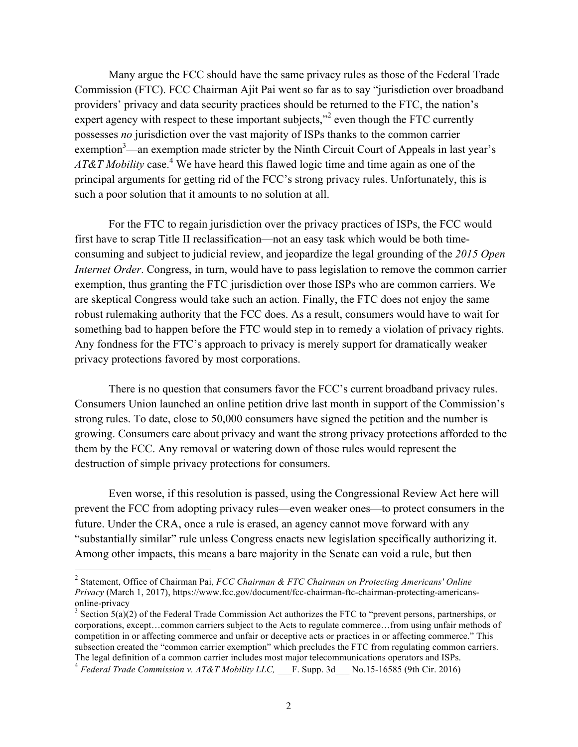Many argue the FCC should have the same privacy rules as those of the Federal Trade Commission (FTC). FCC Chairman Ajit Pai went so far as to say "jurisdiction over broadband providers' privacy and data security practices should be returned to the FTC, the nation's expert agency with respect to these important subjects,"[2] even though the FTC currently possesses *no* jurisdiction over the vast majority of ISPs thanks to the common carrier exemption[3]—an exemption made stricter by the Ninth Circuit Court of Appeals in last year's *AT&T Mobility* case.[4] We have heard this flawed logic time and time again as one of the principal arguments for getting rid of the FCC's strong privacy rules. Unfortunately, this is such a poor solution that it amounts to no solution at all.

For the FTC to regain jurisdiction over the privacy practices of ISPs, the FCC would first have to scrap Title II reclassification—not an easy task which would be both time-consuming and subject to judicial review, and jeopardize the legal grounding of the *2015 Open Internet Order*. Congress, in turn, would have to pass legislation to remove the common carrier exemption, thus granting the FTC jurisdiction over those ISPs who are common carriers. We are skeptical Congress would take such an action. Finally, the FTC does not enjoy the same robust rulemaking authority that the FCC does. As a result, consumers would have to wait for something bad to happen before the FTC would step in to remedy a violation of privacy rights. Any fondness for the FTC's approach to privacy is merely support for dramatically weaker privacy protections favored by most corporations.

There is no question that consumers favor the FCC's current broadband privacy rules. Consumers Union launched an online petition drive last month in support of the Commission's strong rules. To date, close to 50,000 consumers have signed the petition and the number is growing. Consumers care about privacy and want the strong privacy protections afforded to the them by the FCC. Any removal or watering down of those rules would represent the destruction of simple privacy protections for consumers.

Even worse, if this resolution is passed, using the Congressional Review Act here will prevent the FCC from adopting privacy rules—even weaker ones—to protect consumers in the future. Under the CRA, once a rule is erased, an agency cannot move forward with any "substantially similar" rule unless Congress enacts new legislation specifically authorizing it. Among other impacts, this means a bare majority in the Senate can void a rule, but then

---

[2] Statement, Office of Chairman Pai, *FCC Chairman & FTC Chairman on Protecting Americans' Online Privacy* (March 1, 2017), https://www.fcc.gov/document/fcc-chairman-ftc-chairman-protecting-americans-online-privacy

[3] Section 5(a)(2) of the Federal Trade Commission Act authorizes the FTC to "prevent persons, partnerships, or corporations, except…common carriers subject to the Acts to regulate commerce…from using unfair methods of competition in or affecting commerce and unfair or deceptive acts or practices in or affecting commerce." This subsection created the "common carrier exemption" which precludes the FTC from regulating common carriers. The legal definition of a common carrier includes most major telecommunications operators and ISPs.

[4] *Federal Trade Commission v. AT&T Mobility LLC,* ___F. Supp. 3d___ No.15-16585 (9th Cir. 2016)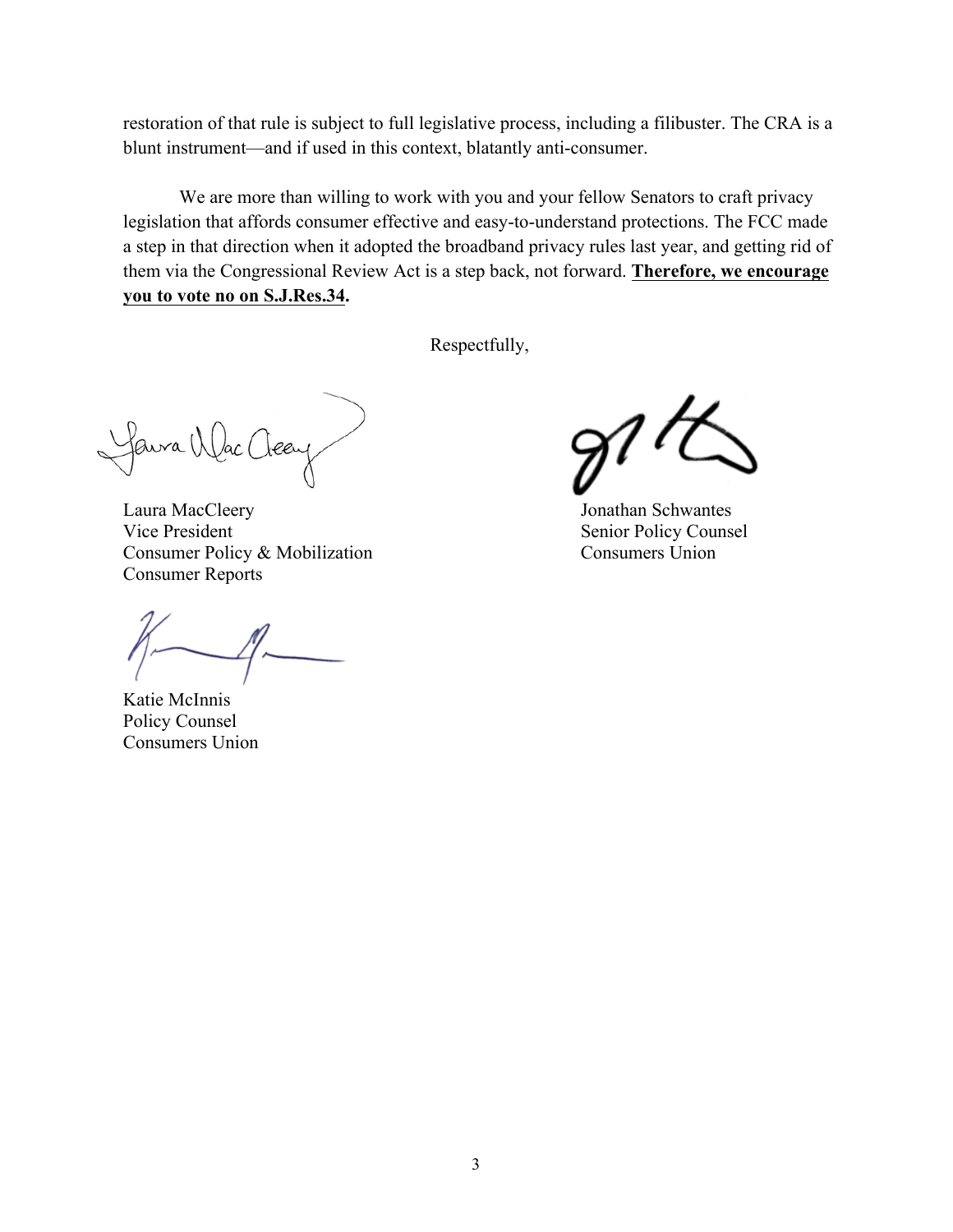restoration of that rule is subject to full legislative process, including a filibuster. The CRA is a blunt instrument—and if used in this context, blatantly anti-consumer.

We are more than willing to work with you and your fellow Senators to craft privacy legislation that affords consumer effective and easy-to-understand protections. The FCC made a step in that direction when it adopted the broadband privacy rules last year, and getting rid of them via the Congressional Review Act is a step back, not forward. **Therefore, we encourage you to vote no on S.J.Res.34.**

Respectfully,

Laura MacCleery
Vice President
Consumer Policy & Mobilization
Consumer Reports

Jonathan Schwantes
Senior Policy Counsel
Consumers Union

Katie McInnis
Policy Counsel
Consumers Union